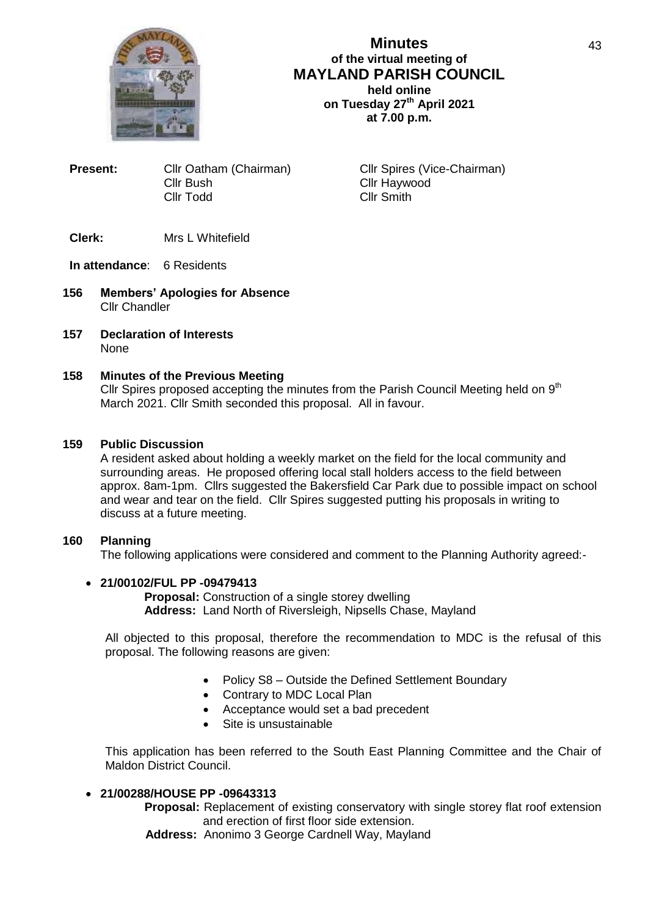# Minutes
## of the virtual meeting of
## MAYLAND PARISH COUNCIL
**held online**
**on Tuesday 27th April 2021**
**at 7.00 p.m.**

**Present:** Cllr Oatham (Chairman), Cllr Spires (Vice-Chairman), Cllr Bush, Cllr Haywood, Cllr Todd, Cllr Smith

**Clerk:** Mrs L Whitefield

**In attendance**: 6 Residents

**156 Members' Apologies for Absence**
Cllr Chandler

**157 Declaration of Interests**
None

**158 Minutes of the Previous Meeting**
Cllr Spires proposed accepting the minutes from the Parish Council Meeting held on 9th March 2021. Cllr Smith seconded this proposal. All in favour.

**159 Public Discussion**
A resident asked about holding a weekly market on the field for the local community and surrounding areas. He proposed offering local stall holders access to the field between approx. 8am-1pm. Cllrs suggested the Bakersfield Car Park due to possible impact on school and wear and tear on the field. Cllr Spires suggested putting his proposals in writing to discuss at a future meeting.

**160 Planning**
The following applications were considered and comment to the Planning Authority agreed:-

- **21/00102/FUL PP -09479413**

  **Proposal:** Construction of a single storey dwelling
  **Address:** Land North of Riversleigh, Nipsells Chase, Mayland

  All objected to this proposal, therefore the recommendation to MDC is the refusal of this proposal. The following reasons are given:

  - Policy S8 – Outside the Defined Settlement Boundary
  - Contrary to MDC Local Plan
  - Acceptance would set a bad precedent
  - Site is unsustainable

  This application has been referred to the South East Planning Committee and the Chair of Maldon District Council.

- **21/00288/HOUSE PP -09643313**

  **Proposal:** Replacement of existing conservatory with single storey flat roof extension and erection of first floor side extension.
  **Address:** Anonimo 3 George Cardnell Way, Mayland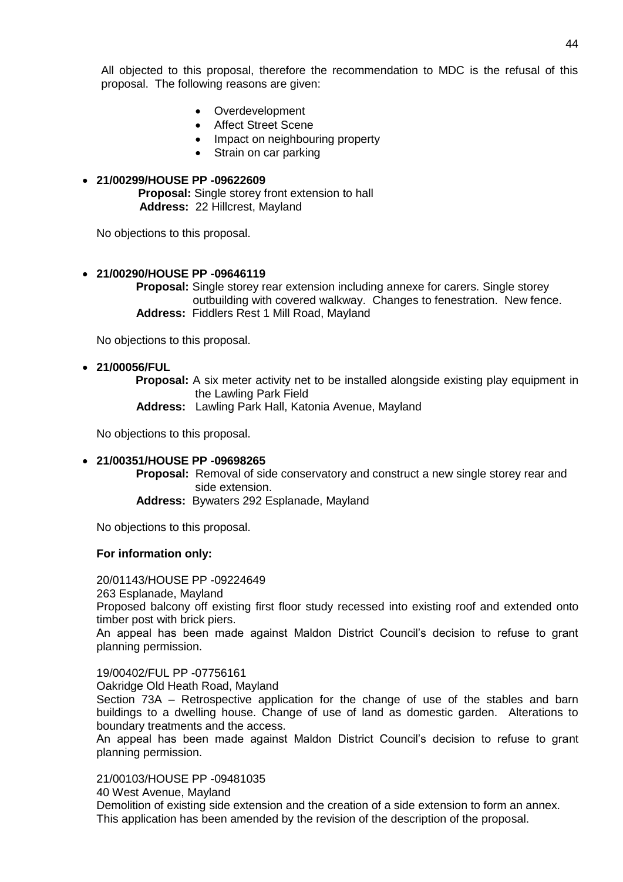All objected to this proposal, therefore the recommendation to MDC is the refusal of this proposal. The following reasons are given:

- Overdevelopment
- Affect Street Scene
- Impact on neighbouring property
- Strain on car parking

- **21/00299/HOUSE PP -09622609**

  **Proposal:** Single storey front extension to hall
  **Address:** 22 Hillcrest, Mayland

No objections to this proposal.

- **21/00290/HOUSE PP -09646119**

  **Proposal:** Single storey rear extension including annexe for carers. Single storey outbuilding with covered walkway. Changes to fenestration. New fence.
  **Address:** Fiddlers Rest 1 Mill Road, Mayland

No objections to this proposal.

- **21/00056/FUL**

  **Proposal:** A six meter activity net to be installed alongside existing play equipment in the Lawling Park Field
  **Address:** Lawling Park Hall, Katonia Avenue, Mayland

No objections to this proposal.

- **21/00351/HOUSE PP -09698265**

  **Proposal:** Removal of side conservatory and construct a new single storey rear and side extension.
  **Address:** Bywaters 292 Esplanade, Mayland

No objections to this proposal.

**For information only:**

20/01143/HOUSE PP -09224649
263 Esplanade, Mayland
Proposed balcony off existing first floor study recessed into existing roof and extended onto timber post with brick piers.
An appeal has been made against Maldon District Council's decision to refuse to grant planning permission.

19/00402/FUL PP -07756161
Oakridge Old Heath Road, Mayland
Section 73A – Retrospective application for the change of use of the stables and barn buildings to a dwelling house. Change of use of land as domestic garden. Alterations to boundary treatments and the access.
An appeal has been made against Maldon District Council's decision to refuse to grant planning permission.

21/00103/HOUSE PP -09481035
40 West Avenue, Mayland
Demolition of existing side extension and the creation of a side extension to form an annex.
This application has been amended by the revision of the description of the proposal.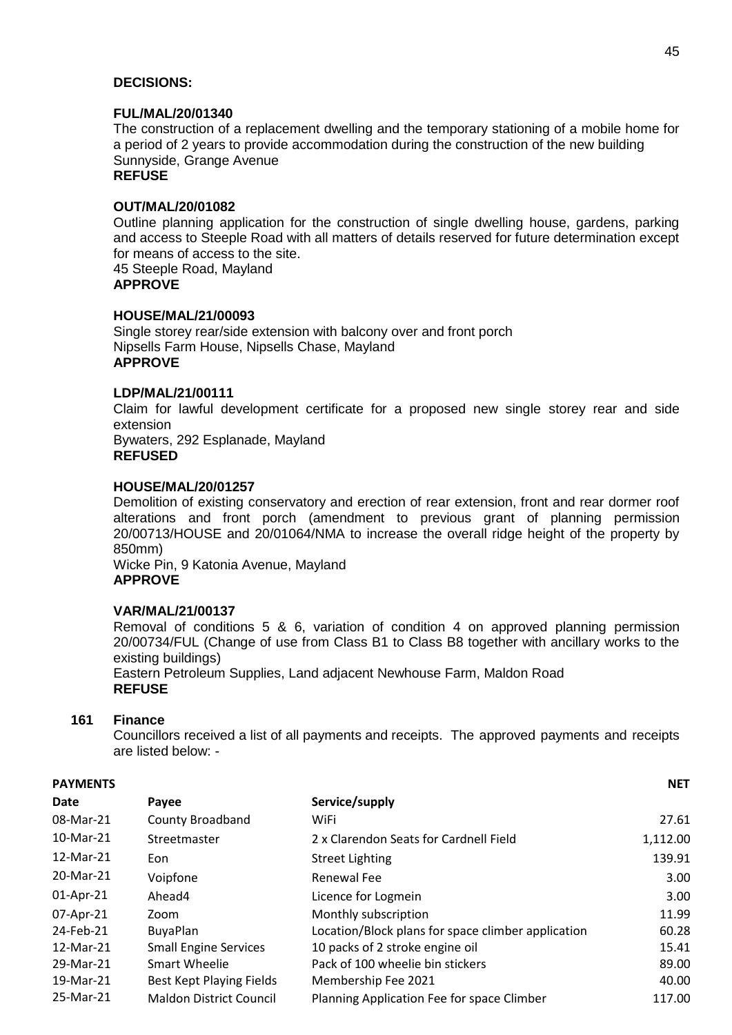**DECISIONS:**

**FUL/MAL/20/01340**
The construction of a replacement dwelling and the temporary stationing of a mobile home for a period of 2 years to provide accommodation during the construction of the new building
Sunnyside, Grange Avenue
**REFUSE**

**OUT/MAL/20/01082**
Outline planning application for the construction of single dwelling house, gardens, parking and access to Steeple Road with all matters of details reserved for future determination except for means of access to the site.
45 Steeple Road, Mayland
**APPROVE**

**HOUSE/MAL/21/00093**
Single storey rear/side extension with balcony over and front porch
Nipsells Farm House, Nipsells Chase, Mayland
**APPROVE**

**LDP/MAL/21/00111**
Claim for lawful development certificate for a proposed new single storey rear and side extension
Bywaters, 292 Esplanade, Mayland
**REFUSED**

**HOUSE/MAL/20/01257**
Demolition of existing conservatory and erection of rear extension, front and rear dormer roof alterations and front porch (amendment to previous grant of planning permission 20/00713/HOUSE and 20/01064/NMA to increase the overall ridge height of the property by 850mm)
Wicke Pin, 9 Katonia Avenue, Mayland
**APPROVE**

**VAR/MAL/21/00137**
Removal of conditions 5 & 6, variation of condition 4 on approved planning permission 20/00734/FUL (Change of use from Class B1 to Class B8 together with ancillary works to the existing buildings)
Eastern Petroleum Supplies, Land adjacent Newhouse Farm, Maldon Road
**REFUSE**

**161 Finance**

Councillors received a list of all payments and receipts. The approved payments and receipts are listed below: -

| **PAYMENTS** | | | **NET** |
|---|---|---|---|
| **Date** | **Payee** | **Service/supply** | |
| 08-Mar-21 | County Broadband | WiFi | 27.61 |
| 10-Mar-21 | Streetmaster | 2 x Clarendon Seats for Cardnell Field | 1,112.00 |
| 12-Mar-21 | Eon | Street Lighting | 139.91 |
| 20-Mar-21 | Voipfone | Renewal Fee | 3.00 |
| 01-Apr-21 | Ahead4 | Licence for Logmein | 3.00 |
| 07-Apr-21 | Zoom | Monthly subscription | 11.99 |
| 24-Feb-21 | BuyaPlan | Location/Block plans for space climber application | 60.28 |
| 12-Mar-21 | Small Engine Services | 10 packs of 2 stroke engine oil | 15.41 |
| 29-Mar-21 | Smart Wheelie | Pack of 100 wheelie bin stickers | 89.00 |
| 19-Mar-21 | Best Kept Playing Fields | Membership Fee 2021 | 40.00 |
| 25-Mar-21 | Maldon District Council | Planning Application Fee for space Climber | 117.00 |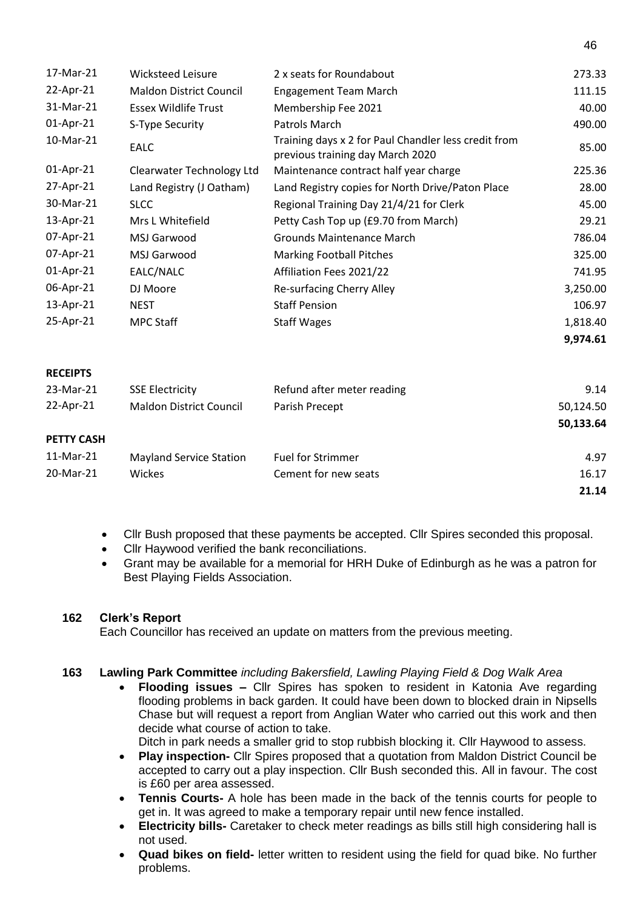| | | | |
|---|---|---|---|
| 17-Mar-21 | Wicksteed Leisure | 2 x seats for Roundabout | 273.33 |
| 22-Apr-21 | Maldon District Council | Engagement Team March | 111.15 |
| 31-Mar-21 | Essex Wildlife Trust | Membership Fee 2021 | 40.00 |
| 01-Apr-21 | S-Type Security | Patrols March | 490.00 |
| 10-Mar-21 | EALC | Training days x 2 for Paul Chandler less credit from previous training day March 2020 | 85.00 |
| 01-Apr-21 | Clearwater Technology Ltd | Maintenance contract half year charge | 225.36 |
| 27-Apr-21 | Land Registry (J Oatham) | Land Registry copies for North Drive/Paton Place | 28.00 |
| 30-Mar-21 | SLCC | Regional Training Day 21/4/21 for Clerk | 45.00 |
| 13-Apr-21 | Mrs L Whitefield | Petty Cash Top up (£9.70 from March) | 29.21 |
| 07-Apr-21 | MSJ Garwood | Grounds Maintenance March | 786.04 |
| 07-Apr-21 | MSJ Garwood | Marking Football Pitches | 325.00 |
| 01-Apr-21 | EALC/NALC | Affiliation Fees 2021/22 | 741.95 |
| 06-Apr-21 | DJ Moore | Re-surfacing Cherry Alley | 3,250.00 |
| 13-Apr-21 | NEST | Staff Pension | 106.97 |
| 25-Apr-21 | MPC Staff | Staff Wages | 1,818.40 |
| | | | **9,974.61** |

**RECEIPTS**

| | | | |
|---|---|---|---|
| 23-Mar-21 | SSE Electricity | Refund after meter reading | 9.14 |
| 22-Apr-21 | Maldon District Council | Parish Precept | 50,124.50 |
| | | | **50,133.64** |

**PETTY CASH**

| | | | |
|---|---|---|---|
| 11-Mar-21 | Mayland Service Station | Fuel for Strimmer | 4.97 |
| 20-Mar-21 | Wickes | Cement for new seats | 16.17 |
| | | | **21.14** |

- Cllr Bush proposed that these payments be accepted. Cllr Spires seconded this proposal.
- Cllr Haywood verified the bank reconciliations.
- Grant may be available for a memorial for HRH Duke of Edinburgh as he was a patron for Best Playing Fields Association.

### 162 Clerk's Report

Each Councillor has received an update on matters from the previous meeting.

### 163 Lawling Park Committee *including Bakersfield, Lawling Playing Field & Dog Walk Area*

- **Flooding issues –** Cllr Spires has spoken to resident in Katonia Ave regarding flooding problems in back garden. It could have been down to blocked drain in Nipsells Chase but will request a report from Anglian Water who carried out this work and then decide what course of action to take.
  Ditch in park needs a smaller grid to stop rubbish blocking it. Cllr Haywood to assess.
- **Play inspection-** Cllr Spires proposed that a quotation from Maldon District Council be accepted to carry out a play inspection. Cllr Bush seconded this. All in favour. The cost is £60 per area assessed.
- **Tennis Courts-** A hole has been made in the back of the tennis courts for people to get in. It was agreed to make a temporary repair until new fence installed.
- **Electricity bills-** Caretaker to check meter readings as bills still high considering hall is not used.
- **Quad bikes on field-** letter written to resident using the field for quad bike. No further problems.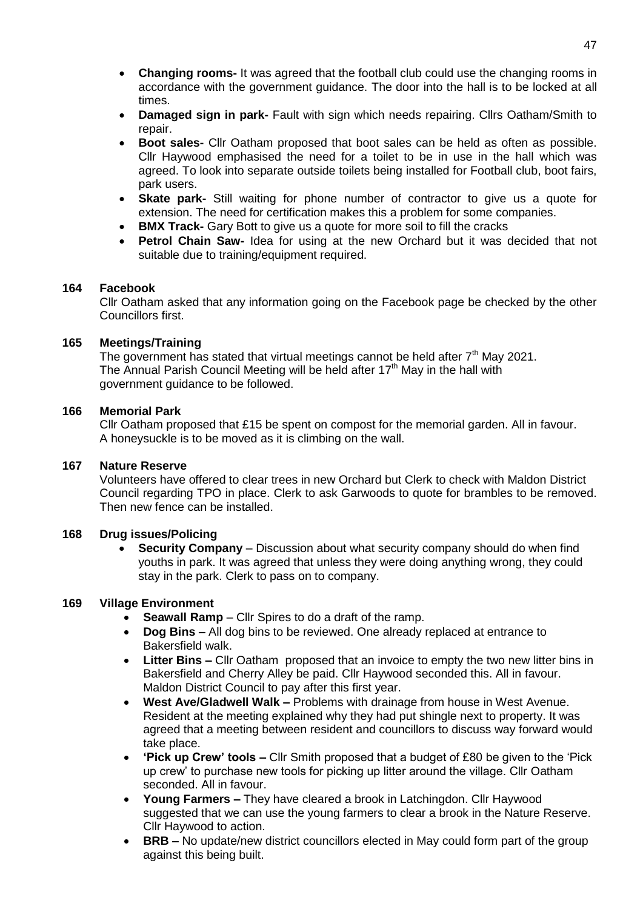- **Changing rooms-** It was agreed that the football club could use the changing rooms in accordance with the government guidance. The door into the hall is to be locked at all times.
- **Damaged sign in park-** Fault with sign which needs repairing. Cllrs Oatham/Smith to repair.
- **Boot sales-** Cllr Oatham proposed that boot sales can be held as often as possible. Cllr Haywood emphasised the need for a toilet to be in use in the hall which was agreed. To look into separate outside toilets being installed for Football club, boot fairs, park users.
- **Skate park-** Still waiting for phone number of contractor to give us a quote for extension. The need for certification makes this a problem for some companies.
- **BMX Track-** Gary Bott to give us a quote for more soil to fill the cracks
- **Petrol Chain Saw-** Idea for using at the new Orchard but it was decided that not suitable due to training/equipment required.

**164 Facebook**

Cllr Oatham asked that any information going on the Facebook page be checked by the other Councillors first.

**165 Meetings/Training**

The government has stated that virtual meetings cannot be held after 7th May 2021.
The Annual Parish Council Meeting will be held after 17th May in the hall with government guidance to be followed.

**166 Memorial Park**

Cllr Oatham proposed that £15 be spent on compost for the memorial garden. All in favour.
A honeysuckle is to be moved as it is climbing on the wall.

**167 Nature Reserve**

Volunteers have offered to clear trees in new Orchard but Clerk to check with Maldon District Council regarding TPO in place. Clerk to ask Garwoods to quote for brambles to be removed. Then new fence can be installed.

**168 Drug issues/Policing**

- **Security Company** – Discussion about what security company should do when find youths in park. It was agreed that unless they were doing anything wrong, they could stay in the park. Clerk to pass on to company.

**169 Village Environment**

- **Seawall Ramp** – Cllr Spires to do a draft of the ramp.
- **Dog Bins –** All dog bins to be reviewed. One already replaced at entrance to Bakersfield walk.
- **Litter Bins –** Cllr Oatham proposed that an invoice to empty the two new litter bins in Bakersfield and Cherry Alley be paid. Cllr Haywood seconded this. All in favour. Maldon District Council to pay after this first year.
- **West Ave/Gladwell Walk –** Problems with drainage from house in West Avenue. Resident at the meeting explained why they had put shingle next to property. It was agreed that a meeting between resident and councillors to discuss way forward would take place.
- **'Pick up Crew' tools –** Cllr Smith proposed that a budget of £80 be given to the 'Pick up crew' to purchase new tools for picking up litter around the village. Cllr Oatham seconded. All in favour.
- **Young Farmers –** They have cleared a brook in Latchingdon. Cllr Haywood suggested that we can use the young farmers to clear a brook in the Nature Reserve. Cllr Haywood to action.
- **BRB –** No update/new district councillors elected in May could form part of the group against this being built.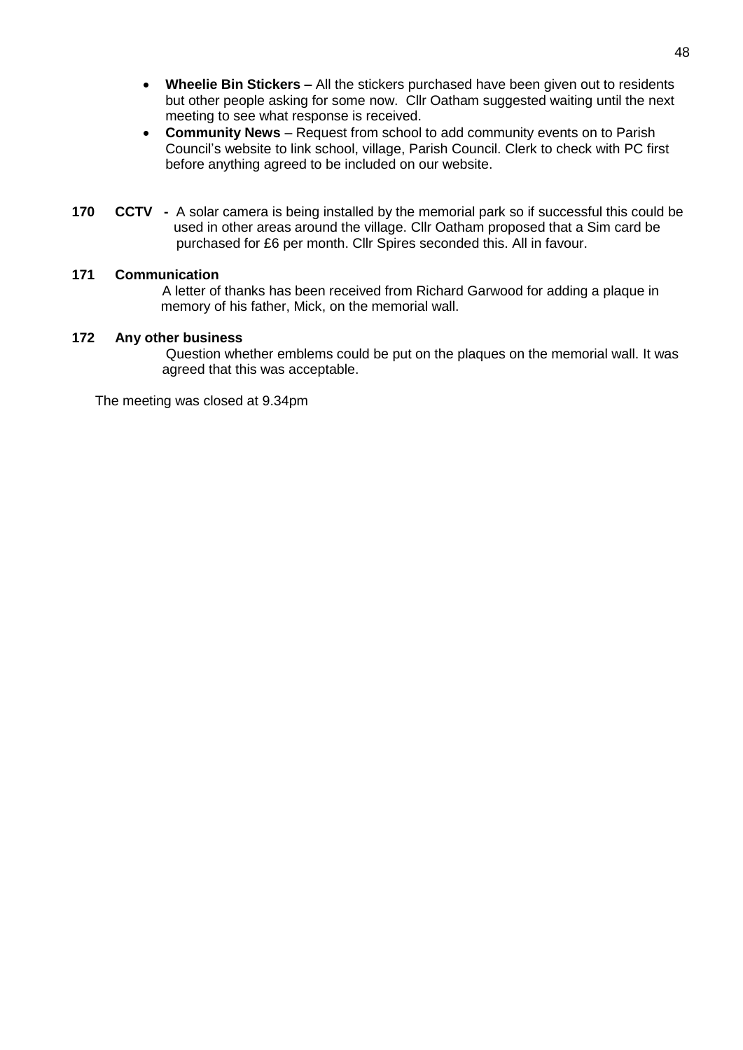- **Wheelie Bin Stickers –** All the stickers purchased have been given out to residents but other people asking for some now. Cllr Oatham suggested waiting until the next meeting to see what response is received.
- **Community News** – Request from school to add community events on to Parish Council's website to link school, village, Parish Council. Clerk to check with PC first before anything agreed to be included on our website.

**170 CCTV -** A solar camera is being installed by the memorial park so if successful this could be used in other areas around the village. Cllr Oatham proposed that a Sim card be purchased for £6 per month. Cllr Spires seconded this. All in favour.

**171 Communication**

A letter of thanks has been received from Richard Garwood for adding a plaque in memory of his father, Mick, on the memorial wall.

**172 Any other business**

Question whether emblems could be put on the plaques on the memorial wall. It was agreed that this was acceptable.

The meeting was closed at 9.34pm